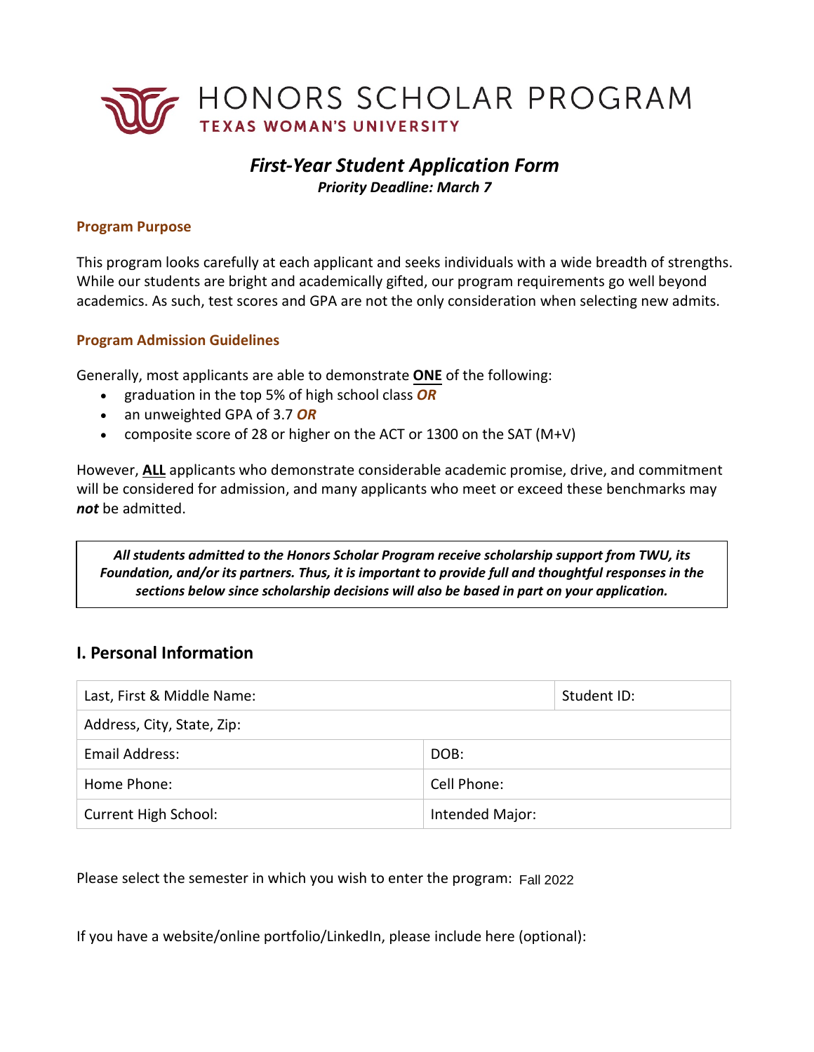# HONORS SCHOLAR PROGRAM
## TEXAS WOMAN'S UNIVERSITY

## *First-Year Student Application Form*
***Priority Deadline: March 7***

### Program Purpose

This program looks carefully at each applicant and seeks individuals with a wide breadth of strengths. While our students are bright and academically gifted, our program requirements go well beyond academics. As such, test scores and GPA are not the only consideration when selecting new admits.

### Program Admission Guidelines

Generally, most applicants are able to demonstrate **ONE** of the following:

- graduation in the top 5% of high school class ***OR***
- an unweighted GPA of 3.7 ***OR***
- composite score of 28 or higher on the ACT or 1300 on the SAT (M+V)

However, **ALL** applicants who demonstrate considerable academic promise, drive, and commitment will be considered for admission, and many applicants who meet or exceed these benchmarks may ***not*** be admitted.

> ***All students admitted to the Honors Scholar Program receive scholarship support from TWU, its Foundation, and/or its partners. Thus, it is important to provide full and thoughtful responses in the sections below since scholarship decisions will also be based in part on your application.***

## I. Personal Information

| Last, First & Middle Name: | | Student ID: |
|---|---|---|
| Address, City, State, Zip: | | |
| Email Address: | DOB: | |
| Home Phone: | Cell Phone: | |
| Current High School: | Intended Major: | |

Please select the semester in which you wish to enter the program: Fall 2022

If you have a website/online portfolio/LinkedIn, please include here (optional):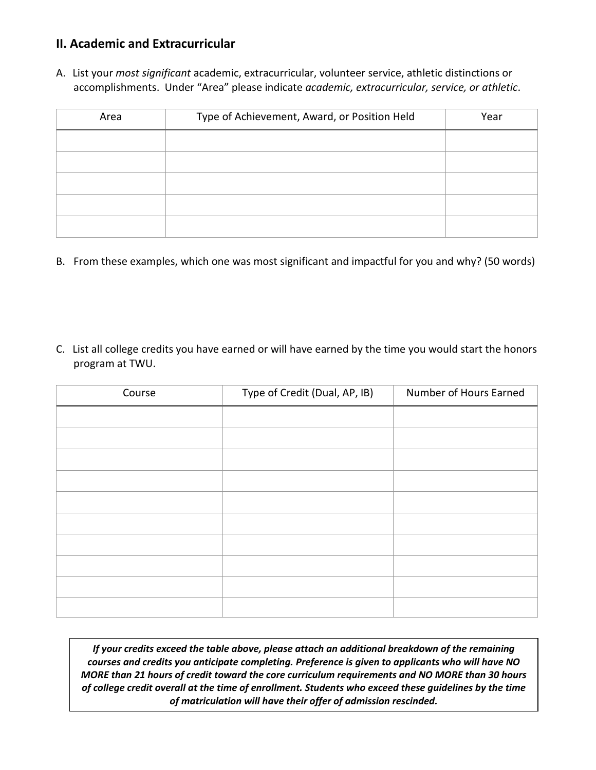## II. Academic and Extracurricular

A. List your *most significant* academic, extracurricular, volunteer service, athletic distinctions or accomplishments. Under "Area" please indicate *academic, extracurricular, service, or athletic*.

| Area | Type of Achievement, Award, or Position Held | Year |
| --- | --- | --- |
| | | |
| | | |
| | | |
| | | |
| | | |

B. From these examples, which one was most significant and impactful for you and why? (50 words)

C. List all college credits you have earned or will have earned by the time you would start the honors program at TWU.

| Course | Type of Credit (Dual, AP, IB) | Number of Hours Earned |
| --- | --- | --- |
| | | |
| | | |
| | | |
| | | |
| | | |
| | | |
| | | |
| | | |
| | | |
| | | |

***If your credits exceed the table above, please attach an additional breakdown of the remaining courses and credits you anticipate completing. Preference is given to applicants who will have NO MORE than 21 hours of credit toward the core curriculum requirements and NO MORE than 30 hours of college credit overall at the time of enrollment. Students who exceed these guidelines by the time of matriculation will have their offer of admission rescinded.***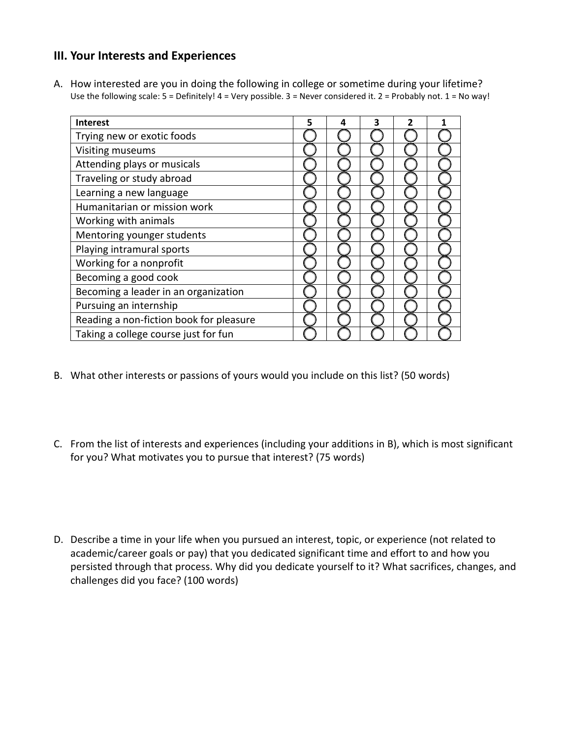## III. Your Interests and Experiences

A. How interested are you in doing the following in college or sometime during your lifetime?
Use the following scale: 5 = Definitely! 4 = Very possible. 3 = Never considered it. 2 = Probably not. 1 = No way!

| Interest | 5 | 4 | 3 | 2 | 1 |
|---|---|---|---|---|---|
| Trying new or exotic foods | ○ | ○ | ○ | ○ | ○ |
| Visiting museums | ○ | ○ | ○ | ○ | ○ |
| Attending plays or musicals | ○ | ○ | ○ | ○ | ○ |
| Traveling or study abroad | ○ | ○ | ○ | ○ | ○ |
| Learning a new language | ○ | ○ | ○ | ○ | ○ |
| Humanitarian or mission work | ○ | ○ | ○ | ○ | ○ |
| Working with animals | ○ | ○ | ○ | ○ | ○ |
| Mentoring younger students | ○ | ○ | ○ | ○ | ○ |
| Playing intramural sports | ○ | ○ | ○ | ○ | ○ |
| Working for a nonprofit | ○ | ○ | ○ | ○ | ○ |
| Becoming a good cook | ○ | ○ | ○ | ○ | ○ |
| Becoming a leader in an organization | ○ | ○ | ○ | ○ | ○ |
| Pursuing an internship | ○ | ○ | ○ | ○ | ○ |
| Reading a non-fiction book for pleasure | ○ | ○ | ○ | ○ | ○ |
| Taking a college course just for fun | ○ | ○ | ○ | ○ | ○ |

B. What other interests or passions of yours would you include on this list? (50 words)

C. From the list of interests and experiences (including your additions in B), which is most significant for you? What motivates you to pursue that interest? (75 words)

D. Describe a time in your life when you pursued an interest, topic, or experience (not related to academic/career goals or pay) that you dedicated significant time and effort to and how you persisted through that process. Why did you dedicate yourself to it? What sacrifices, changes, and challenges did you face? (100 words)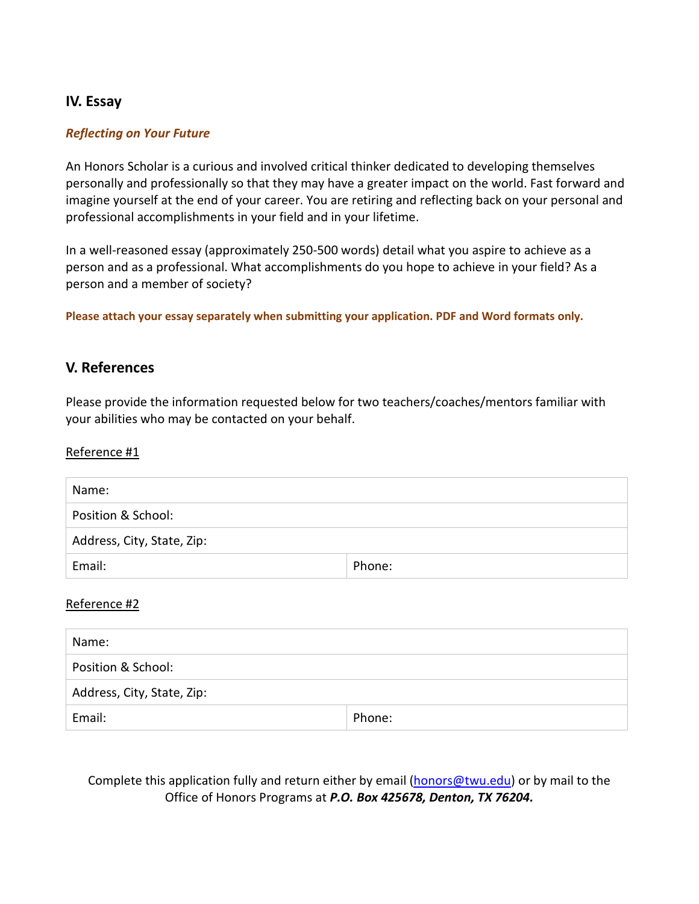## IV. Essay

***Reflecting on Your Future***

An Honors Scholar is a curious and involved critical thinker dedicated to developing themselves personally and professionally so that they may have a greater impact on the world. Fast forward and imagine yourself at the end of your career. You are retiring and reflecting back on your personal and professional accomplishments in your field and in your lifetime.

In a well-reasoned essay (approximately 250-500 words) detail what you aspire to achieve as a person and as a professional. What accomplishments do you hope to achieve in your field? As a person and a member of society?

**Please attach your essay separately when submitting your application. PDF and Word formats only.**

## V. References

Please provide the information requested below for two teachers/coaches/mentors familiar with your abilities who may be contacted on your behalf.

Reference #1

| | |
|---|---|
| Name: | |
| Position & School: | |
| Address, City, State, Zip: | |
| Email: | Phone: |

Reference #2

| | |
|---|---|
| Name: | |
| Position & School: | |
| Address, City, State, Zip: | |
| Email: | Phone: |

Complete this application fully and return either by email (honors@twu.edu) or by mail to the Office of Honors Programs at ***P.O. Box 425678, Denton, TX 76204.***